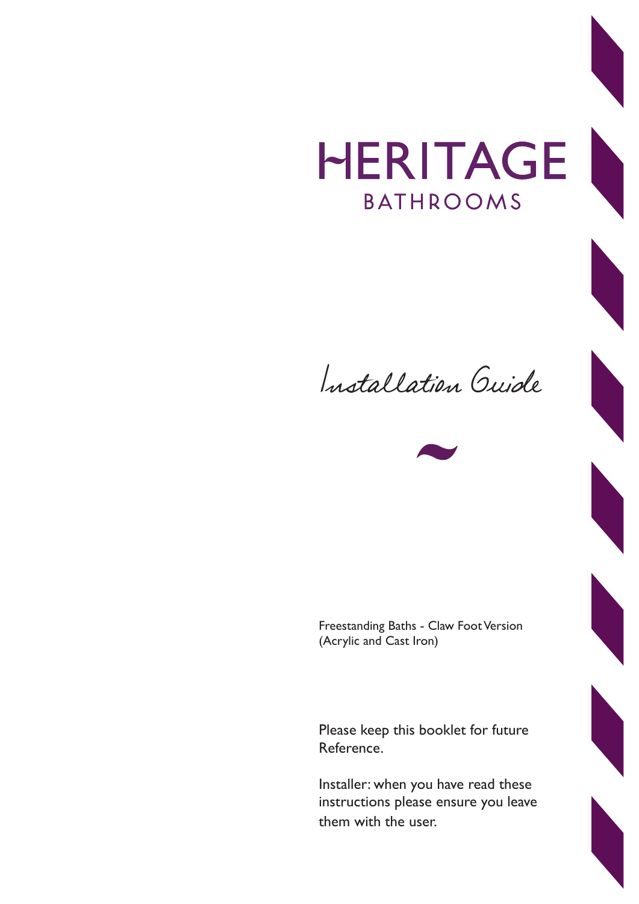# HERITAGE

## BATHROOMS

*Installation Guide*

~

Freestanding Baths - Claw Foot Version
(Acrylic and Cast Iron)

Please keep this booklet for future Reference.

Installer: when you have read these instructions please ensure you leave them with the user.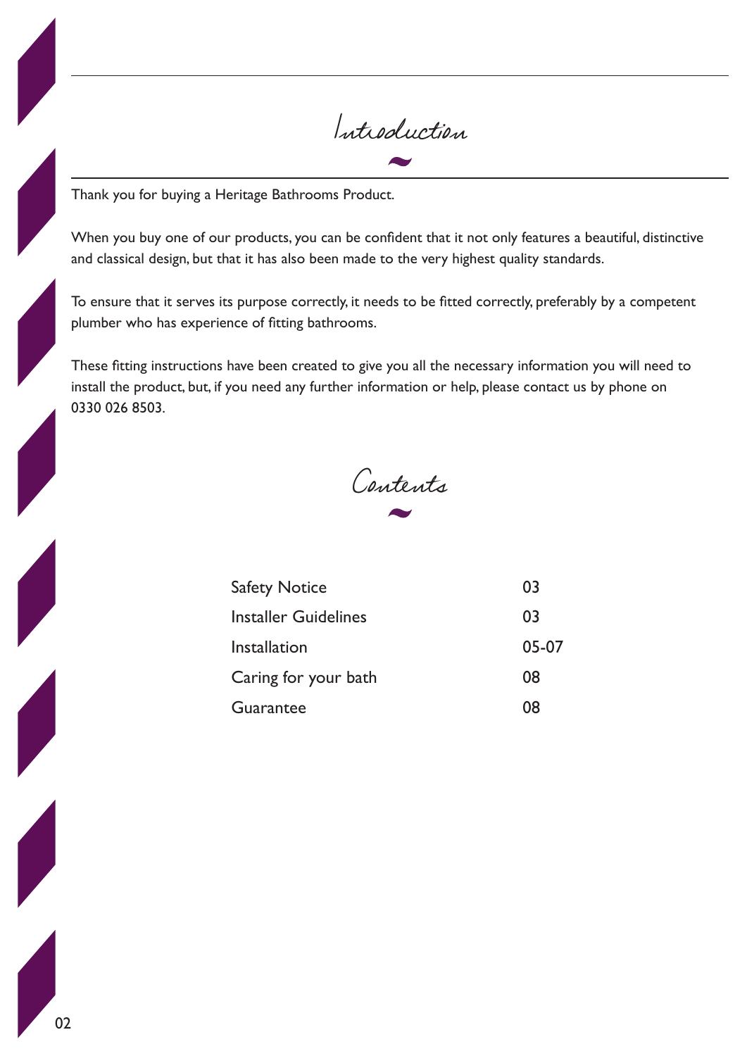# Introduction

Thank you for buying a Heritage Bathrooms Product.

When you buy one of our products, you can be confident that it not only features a beautiful, distinctive and classical design, but that it has also been made to the very highest quality standards.

To ensure that it serves its purpose correctly, it needs to be fitted correctly, preferably by a competent plumber who has experience of fitting bathrooms.

These fitting instructions have been created to give you all the necessary information you will need to install the product, but, if you need any further information or help, please contact us by phone on 0330 026 8503.

# Contents

| | |
|---|---|
| Safety Notice | 03 |
| Installer Guidelines | 03 |
| Installation | 05-07 |
| Caring for your bath | 08 |
| Guarantee | 08 |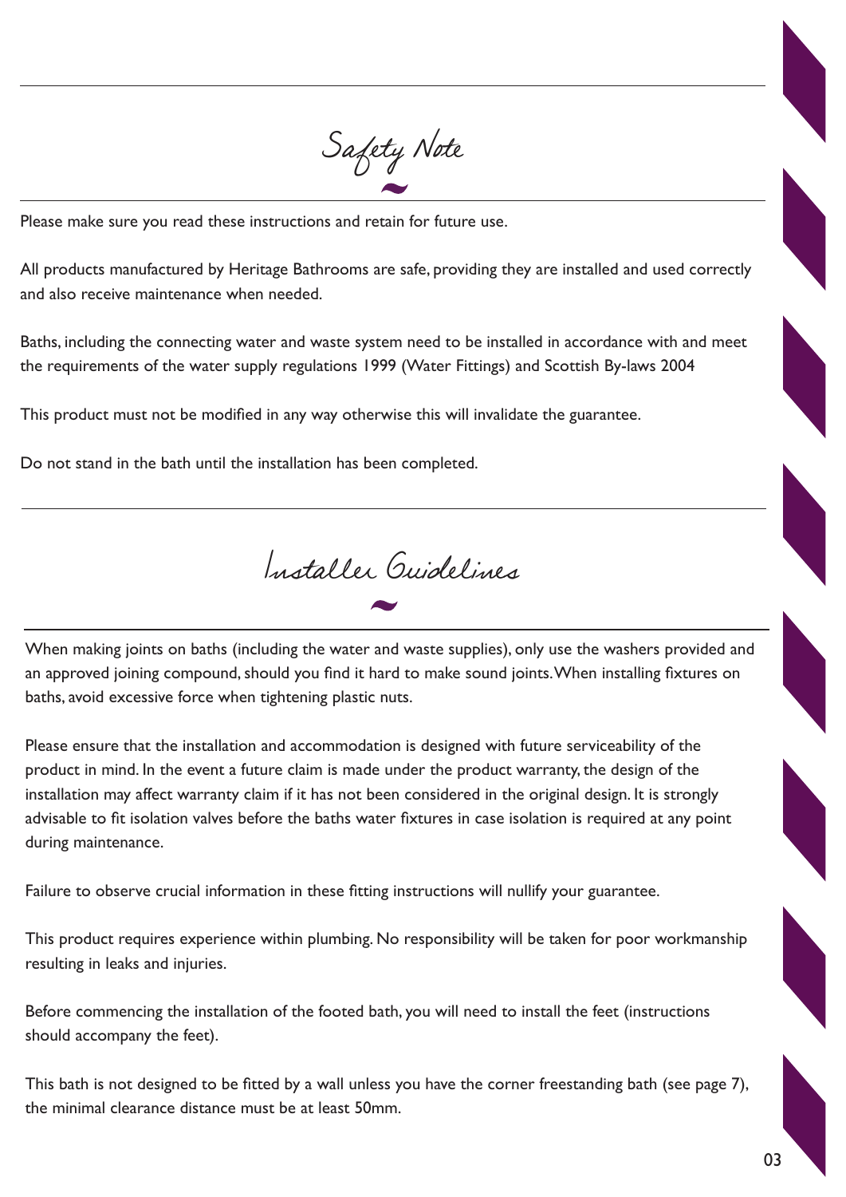# Safety Note

Please make sure you read these instructions and retain for future use.

All products manufactured by Heritage Bathrooms are safe, providing they are installed and used correctly and also receive maintenance when needed.

Baths, including the connecting water and waste system need to be installed in accordance with and meet the requirements of the water supply regulations 1999 (Water Fittings) and Scottish By-laws 2004

This product must not be modified in any way otherwise this will invalidate the guarantee.

Do not stand in the bath until the installation has been completed.

# Installer Guidelines

When making joints on baths (including the water and waste supplies), only use the washers provided and an approved joining compound, should you find it hard to make sound joints. When installing fixtures on baths, avoid excessive force when tightening plastic nuts.

Please ensure that the installation and accommodation is designed with future serviceability of the product in mind. In the event a future claim is made under the product warranty, the design of the installation may affect warranty claim if it has not been considered in the original design. It is strongly advisable to fit isolation valves before the baths water fixtures in case isolation is required at any point during maintenance.

Failure to observe crucial information in these fitting instructions will nullify your guarantee.

This product requires experience within plumbing. No responsibility will be taken for poor workmanship resulting in leaks and injuries.

Before commencing the installation of the footed bath, you will need to install the feet (instructions should accompany the feet).

This bath is not designed to be fitted by a wall unless you have the corner freestanding bath (see page 7), the minimal clearance distance must be at least 50mm.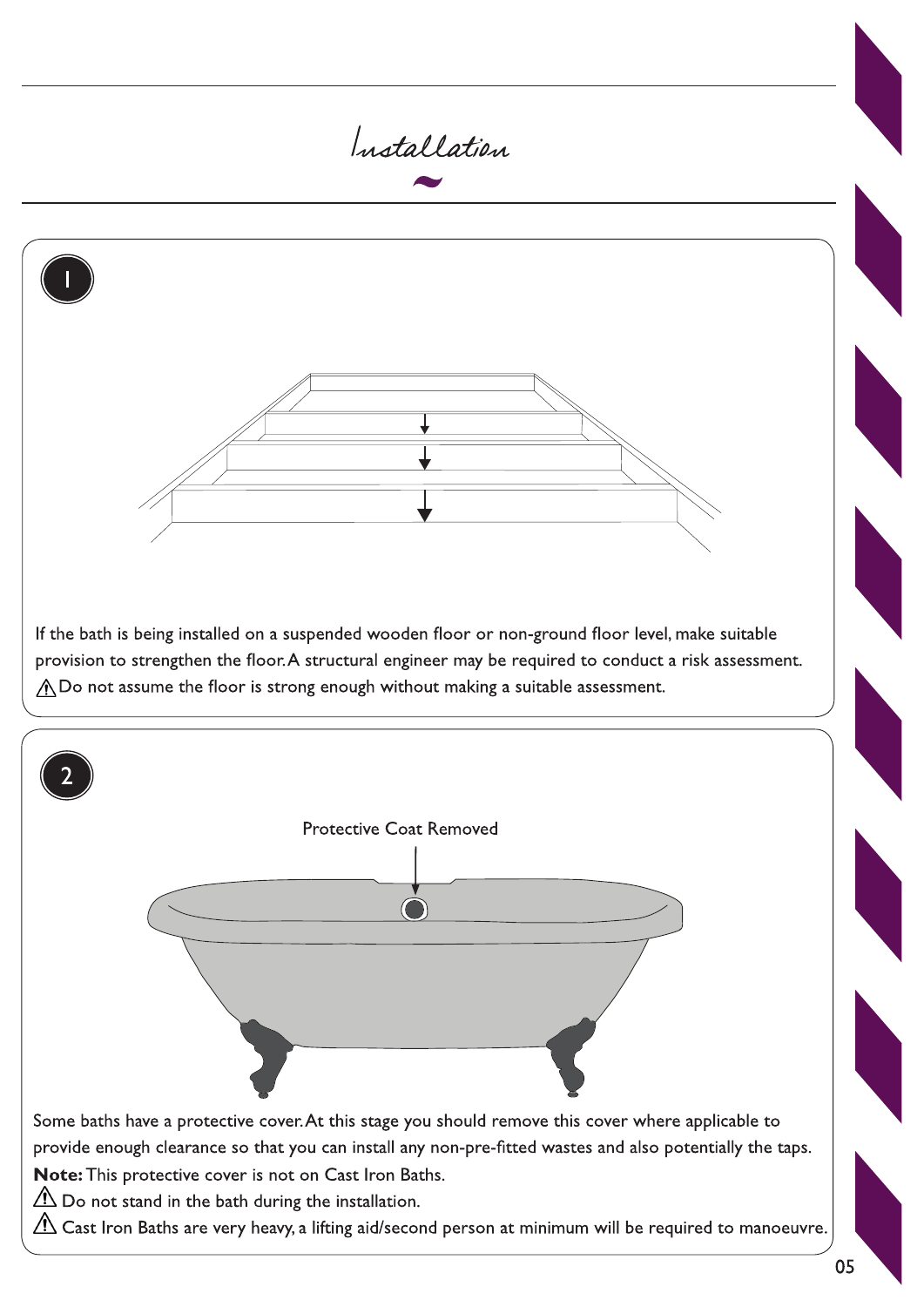# Installation

## 1

If the bath is being installed on a suspended wooden floor or non-ground floor level, make suitable provision to strengthen the floor. A structural engineer may be required to conduct a risk assessment.

⚠ Do not assume the floor is strong enough without making a suitable assessment.

## 2

Protective Coat Removed

Some baths have a protective cover. At this stage you should remove this cover where applicable to provide enough clearance so that you can install any non-pre-fitted wastes and also potentially the taps.

**Note:** This protective cover is not on Cast Iron Baths.

⚠ Do not stand in the bath during the installation.

⚠ Cast Iron Baths are very heavy, a lifting aid/second person at minimum will be required to manoeuvre.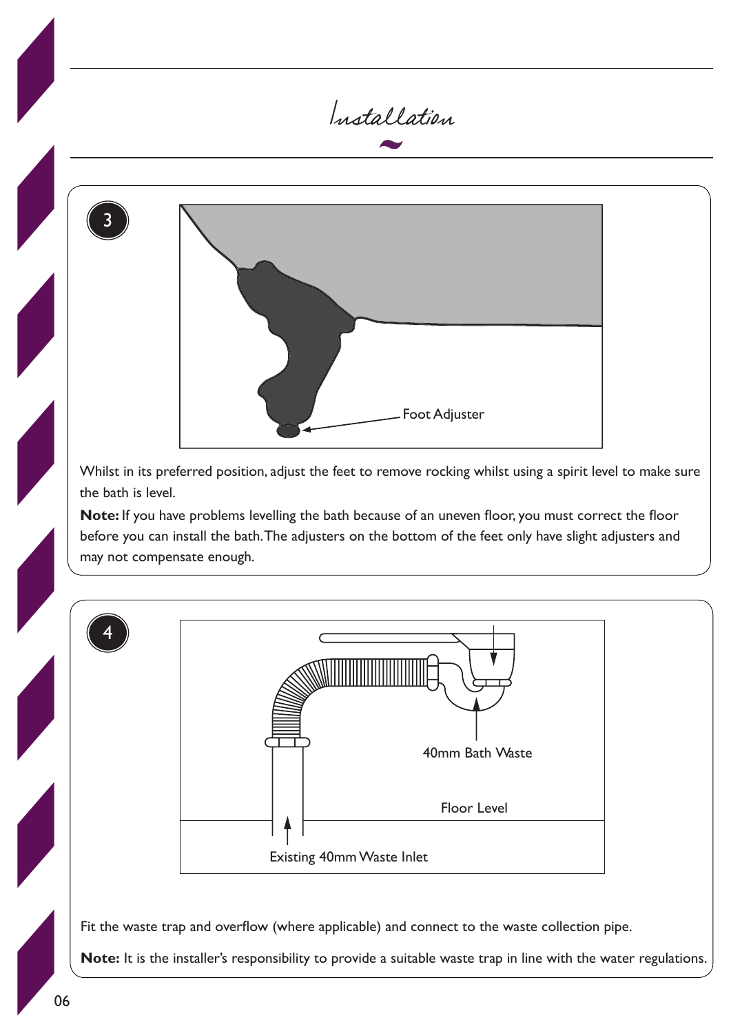# Installation

3

Foot Adjuster

Whilst in its preferred position, adjust the feet to remove rocking whilst using a spirit level to make sure the bath is level.

**Note:** If you have problems levelling the bath because of an uneven floor, you must correct the floor before you can install the bath. The adjusters on the bottom of the feet only have slight adjusters and may not compensate enough.

4

40mm Bath Waste

Floor Level

Existing 40mm Waste Inlet

Fit the waste trap and overflow (where applicable) and connect to the waste collection pipe.

**Note:** It is the installer's responsibility to provide a suitable waste trap in line with the water regulations.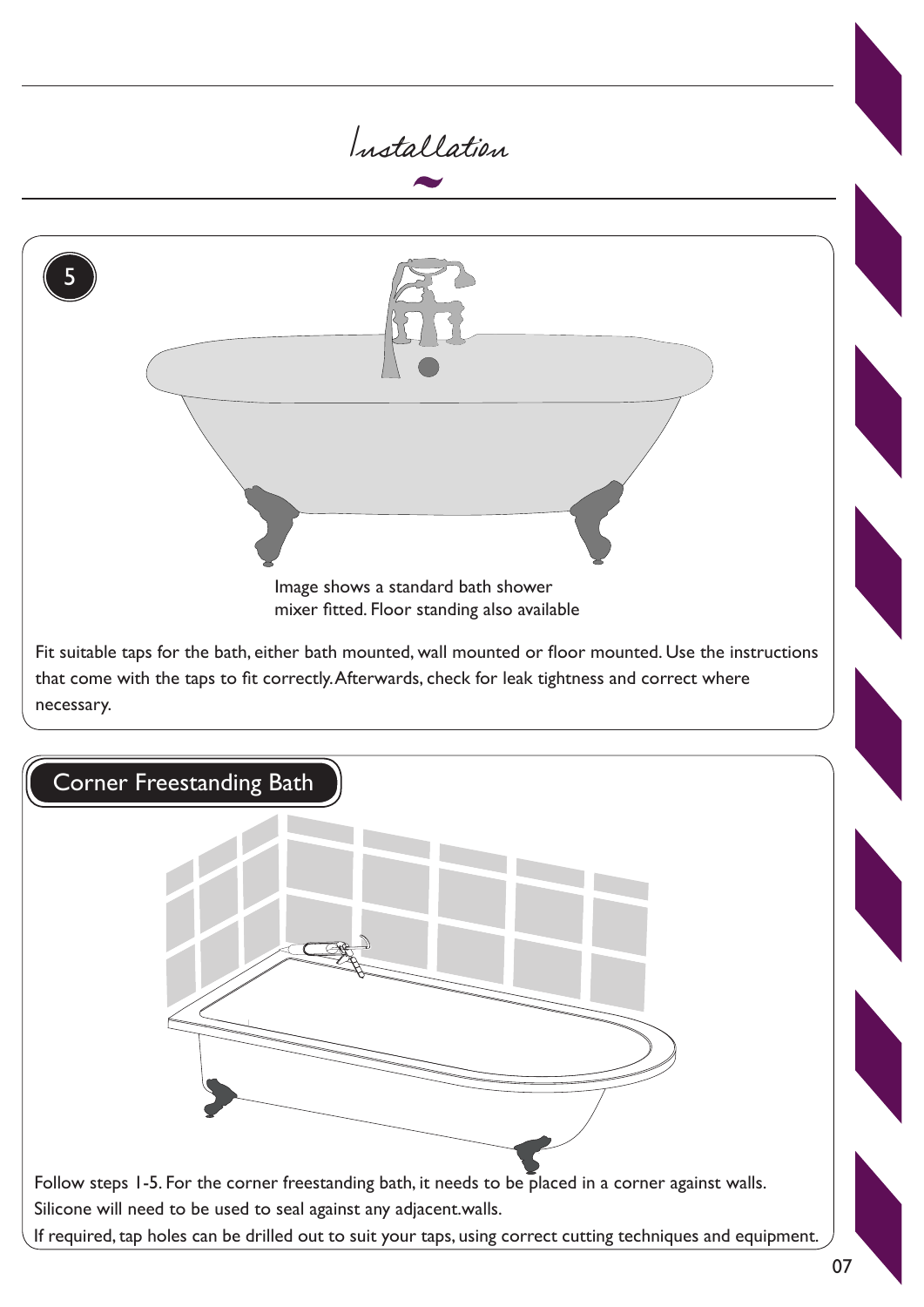# Installation

5

Image shows a standard bath shower mixer fitted. Floor standing also available

Fit suitable taps for the bath, either bath mounted, wall mounted or floor mounted. Use the instructions that come with the taps to fit correctly. Afterwards, check for leak tightness and correct where necessary.

## Corner Freestanding Bath

Follow steps 1-5. For the corner freestanding bath, it needs to be placed in a corner against walls. Silicone will need to be used to seal against any adjacent.walls.

If required, tap holes can be drilled out to suit your taps, using correct cutting techniques and equipment.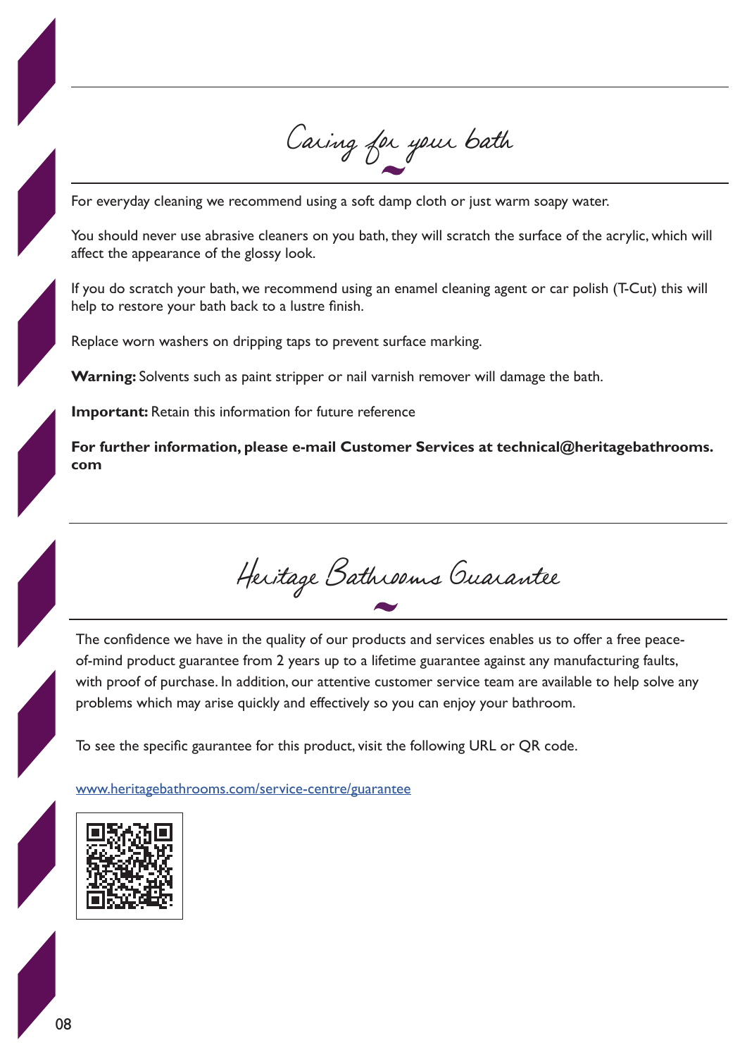## Caring for your bath

For everyday cleaning we recommend using a soft damp cloth or just warm soapy water.

You should never use abrasive cleaners on you bath, they will scratch the surface of the acrylic, which will affect the appearance of the glossy look.

If you do scratch your bath, we recommend using an enamel cleaning agent or car polish (T-Cut) this will help to restore your bath back to a lustre finish.

Replace worn washers on dripping taps to prevent surface marking.

**Warning:** Solvents such as paint stripper or nail varnish remover will damage the bath.

**Important:** Retain this information for future reference

**For further information, please e-mail Customer Services at technical@heritagebathrooms.com**

## Heritage Bathrooms Guarantee

The confidence we have in the quality of our products and services enables us to offer a free peace-of-mind product guarantee from 2 years up to a lifetime guarantee against any manufacturing faults, with proof of purchase. In addition, our attentive customer service team are available to help solve any problems which may arise quickly and effectively so you can enjoy your bathroom.

To see the specific gaurantee for this product, visit the following URL or QR code.

www.heritagebathrooms.com/service-centre/guarantee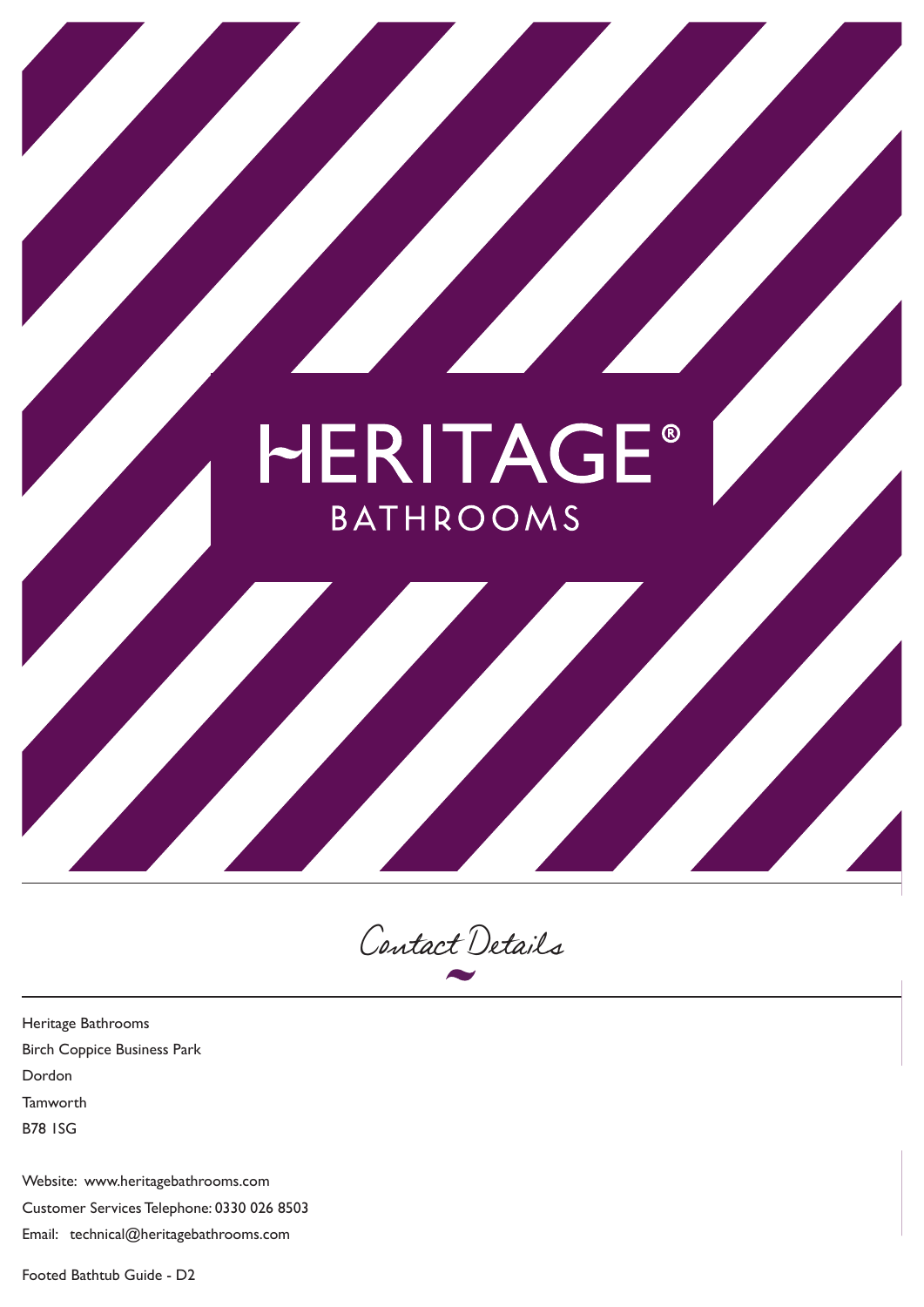# HERITAGE®
BATHROOMS

## Contact Details

Heritage Bathrooms

Birch Coppice Business Park

Dordon

Tamworth

B78 1SG

Website: www.heritagebathrooms.com

Customer Services Telephone: 0330 026 8503

Email: technical@heritagebathrooms.com

Footed Bathtub Guide - D2